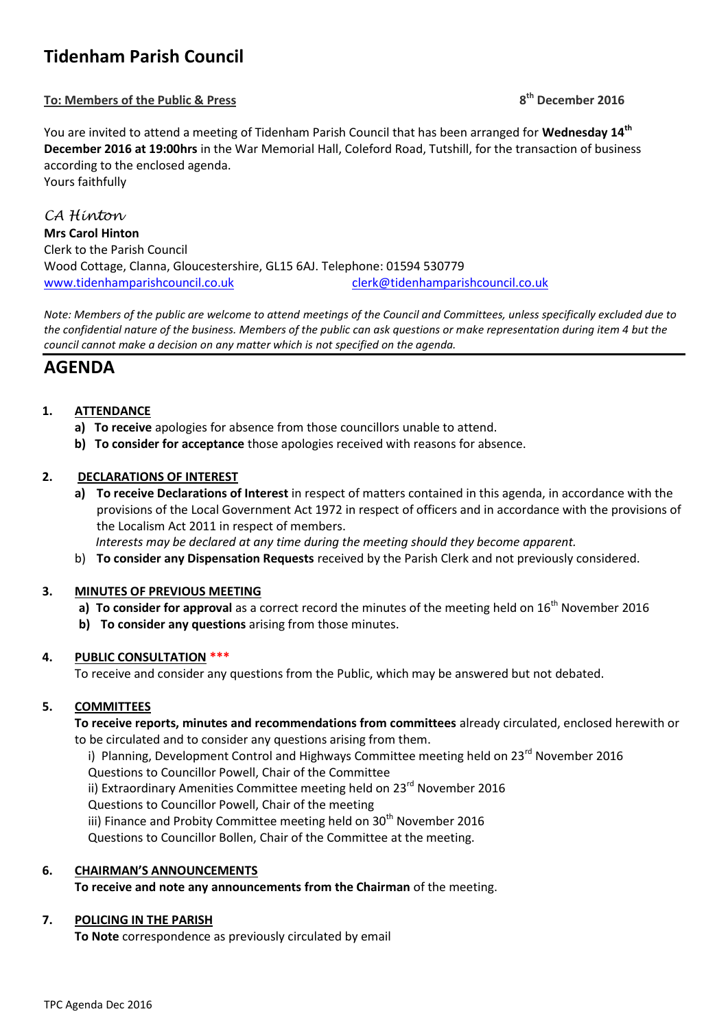# Tidenham Parish Council

**To: Members of the Public & Press** 

8th December 2016

You are invited to attend a meeting of Tidenham Parish Council that has been arranged for **Wednesday 14th December 2016 at 19:00hrs** in the War Memorial Hall, Coleford Road, Tutshill, for the transaction of business according to the enclosed agenda.

Yours faithfully

*CA Hinton*

**Mrs Carol Hinton**
Clerk to the Parish Council
Wood Cottage, Clanna, Gloucestershire, GL15 6AJ. Telephone: 01594 530779
www.tidenhamparishcouncil.co.uk clerk@tidenhamparishcouncil.co.uk

*Note: Members of the public are welcome to attend meetings of the Council and Committees, unless specifically excluded due to the confidential nature of the business. Members of the public can ask questions or make representation during item 4 but the council cannot make a decision on any matter which is not specified on the agenda.*

# AGENDA

**1. ATTENDANCE**

a) **To receive** apologies for absence from those councillors unable to attend.
b) **To consider for acceptance** those apologies received with reasons for absence.

**2. DECLARATIONS OF INTEREST**

a) **To receive Declarations of Interest** in respect of matters contained in this agenda, in accordance with the provisions of the Local Government Act 1972 in respect of officers and in accordance with the provisions of the Localism Act 2011 in respect of members.
*Interests may be declared at any time during the meeting should they become apparent.*
b) **To consider any Dispensation Requests** received by the Parish Clerk and not previously considered.

**3. MINUTES OF PREVIOUS MEETING**

a) **To consider for approval** as a correct record the minutes of the meeting held on 16th November 2016
b) **To consider any questions** arising from those minutes.

**4. PUBLIC CONSULTATION** ***

To receive and consider any questions from the Public, which may be answered but not debated.

**5. COMMITTEES**

**To receive reports, minutes and recommendations from committees** already circulated, enclosed herewith or to be circulated and to consider any questions arising from them.

i) Planning, Development Control and Highways Committee meeting held on 23rd November 2016
Questions to Councillor Powell, Chair of the Committee
ii) Extraordinary Amenities Committee meeting held on 23rd November 2016
Questions to Councillor Powell, Chair of the meeting
iii) Finance and Probity Committee meeting held on 30th November 2016
Questions to Councillor Bollen, Chair of the Committee at the meeting.

**6. CHAIRMAN'S ANNOUNCEMENTS**

**To receive and note any announcements from the Chairman** of the meeting.

**7. POLICING IN THE PARISH**

**To Note** correspondence as previously circulated by email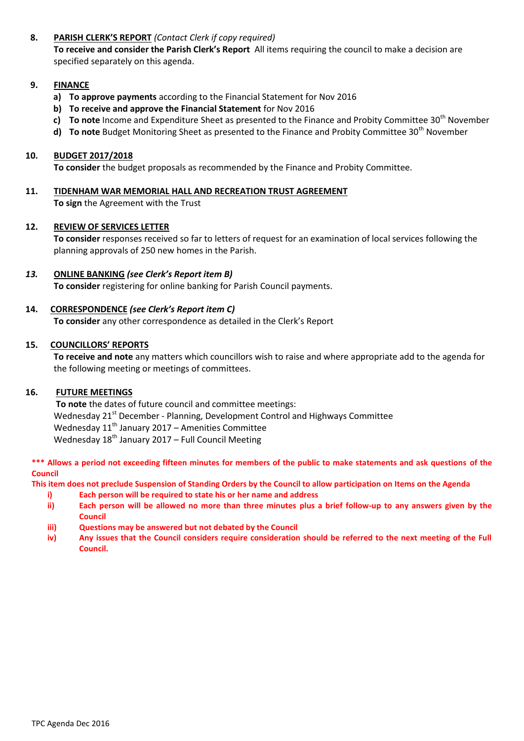**8.** **PARISH CLERK'S REPORT** *(Contact Clerk if copy required)*

**To receive and consider the Parish Clerk's Report** All items requiring the council to make a decision are specified separately on this agenda.

**9.** **FINANCE**

- **a)** **To approve payments** according to the Financial Statement for Nov 2016
- **b)** **To receive and approve the Financial Statement** for Nov 2016
- **c)** **To note** Income and Expenditure Sheet as presented to the Finance and Probity Committee 30th November
- **d)** **To note** Budget Monitoring Sheet as presented to the Finance and Probity Committee 30th November

**10.** **BUDGET 2017/2018**

**To consider** the budget proposals as recommended by the Finance and Probity Committee.

**11.** **TIDENHAM WAR MEMORIAL HALL AND RECREATION TRUST AGREEMENT**

**To sign** the Agreement with the Trust

**12.** **REVIEW OF SERVICES LETTER**

**To consider** responses received so far to letters of request for an examination of local services following the planning approvals of 250 new homes in the Parish.

***13.*** **ONLINE BANKING** ***(see Clerk's Report item B)***

**To consider** registering for online banking for Parish Council payments.

**14.** **CORRESPONDENCE** ***(see Clerk's Report item C)***

**To consider** any other correspondence as detailed in the Clerk's Report

**15.** **COUNCILLORS' REPORTS**

**To receive and note** any matters which councillors wish to raise and where appropriate add to the agenda for the following meeting or meetings of committees.

**16.** **FUTURE MEETINGS**

**To note** the dates of future council and committee meetings:

Wednesday 21st December - Planning, Development Control and Highways Committee
Wednesday 11th January 2017 – Amenities Committee
Wednesday 18th January 2017 – Full Council Meeting

**\*\*\* Allows a period not exceeding fifteen minutes for members of the public to make statements and ask questions of the Council**

**This item does not preclude Suspension of Standing Orders by the Council to allow participation on Items on the Agenda**

- **i)** **Each person will be required to state his or her name and address**
- **ii)** **Each person will be allowed no more than three minutes plus a brief follow-up to any answers given by the Council**
- **iii)** **Questions may be answered but not debated by the Council**
- **iv)** **Any issues that the Council considers require consideration should be referred to the next meeting of the Full Council.**